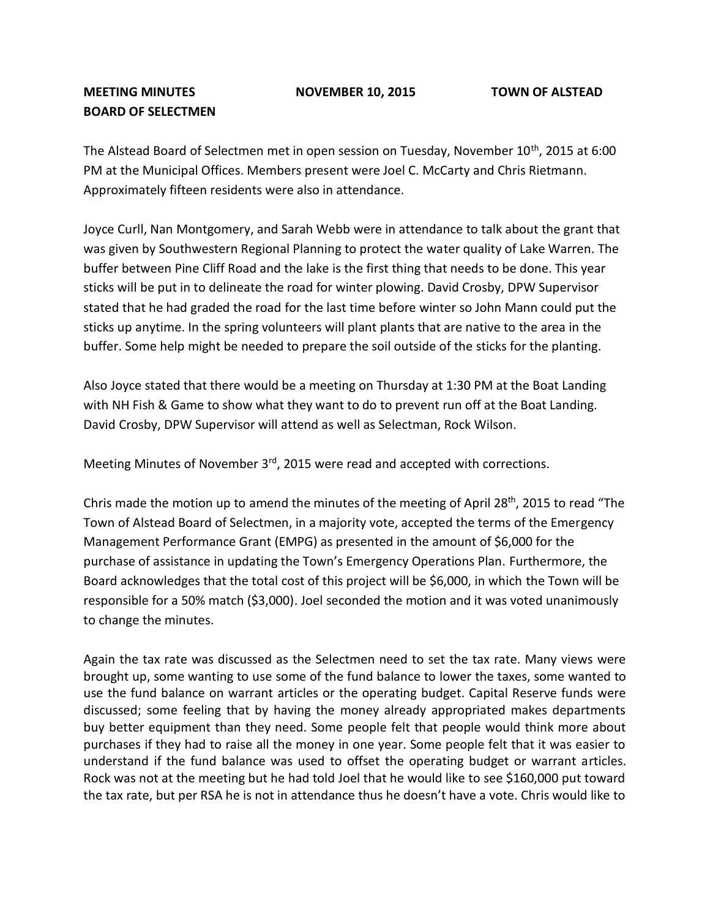**MEETING MINUTES** **NOVEMBER 10, 2015** **TOWN OF ALSTEAD**
**BOARD OF SELECTMEN**

The Alstead Board of Selectmen met in open session on Tuesday, November 10th, 2015 at 6:00 PM at the Municipal Offices. Members present were Joel C. McCarty and Chris Rietmann. Approximately fifteen residents were also in attendance.

Joyce Curll, Nan Montgomery, and Sarah Webb were in attendance to talk about the grant that was given by Southwestern Regional Planning to protect the water quality of Lake Warren. The buffer between Pine Cliff Road and the lake is the first thing that needs to be done. This year sticks will be put in to delineate the road for winter plowing. David Crosby, DPW Supervisor stated that he had graded the road for the last time before winter so John Mann could put the sticks up anytime. In the spring volunteers will plant plants that are native to the area in the buffer. Some help might be needed to prepare the soil outside of the sticks for the planting.

Also Joyce stated that there would be a meeting on Thursday at 1:30 PM at the Boat Landing with NH Fish & Game to show what they want to do to prevent run off at the Boat Landing. David Crosby, DPW Supervisor will attend as well as Selectman, Rock Wilson.

Meeting Minutes of November 3rd, 2015 were read and accepted with corrections.

Chris made the motion up to amend the minutes of the meeting of April 28th, 2015 to read "The Town of Alstead Board of Selectmen, in a majority vote, accepted the terms of the Emergency Management Performance Grant (EMPG) as presented in the amount of $6,000 for the purchase of assistance in updating the Town's Emergency Operations Plan. Furthermore, the Board acknowledges that the total cost of this project will be $6,000, in which the Town will be responsible for a 50% match ($3,000). Joel seconded the motion and it was voted unanimously to change the minutes.

Again the tax rate was discussed as the Selectmen need to set the tax rate. Many views were brought up, some wanting to use some of the fund balance to lower the taxes, some wanted to use the fund balance on warrant articles or the operating budget. Capital Reserve funds were discussed; some feeling that by having the money already appropriated makes departments buy better equipment than they need. Some people felt that people would think more about purchases if they had to raise all the money in one year. Some people felt that it was easier to understand if the fund balance was used to offset the operating budget or warrant articles. Rock was not at the meeting but he had told Joel that he would like to see $160,000 put toward the tax rate, but per RSA he is not in attendance thus he doesn't have a vote. Chris would like to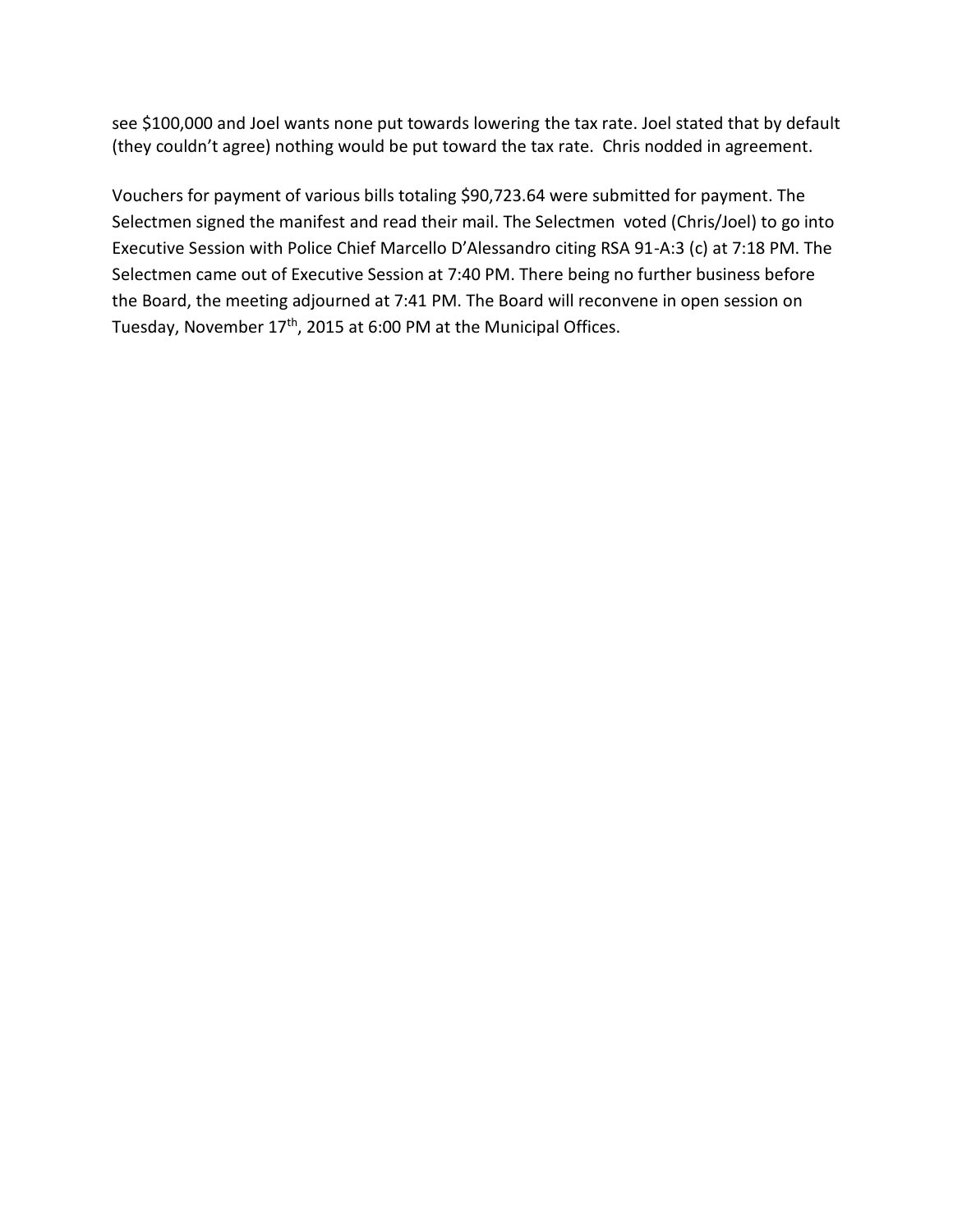see $100,000 and Joel wants none put towards lowering the tax rate. Joel stated that by default (they couldn't agree) nothing would be put toward the tax rate. Chris nodded in agreement.

Vouchers for payment of various bills totaling $90,723.64 were submitted for payment. The Selectmen signed the manifest and read their mail. The Selectmen voted (Chris/Joel) to go into Executive Session with Police Chief Marcello D'Alessandro citing RSA 91-A:3 (c) at 7:18 PM. The Selectmen came out of Executive Session at 7:40 PM. There being no further business before the Board, the meeting adjourned at 7:41 PM. The Board will reconvene in open session on Tuesday, November 17th, 2015 at 6:00 PM at the Municipal Offices.